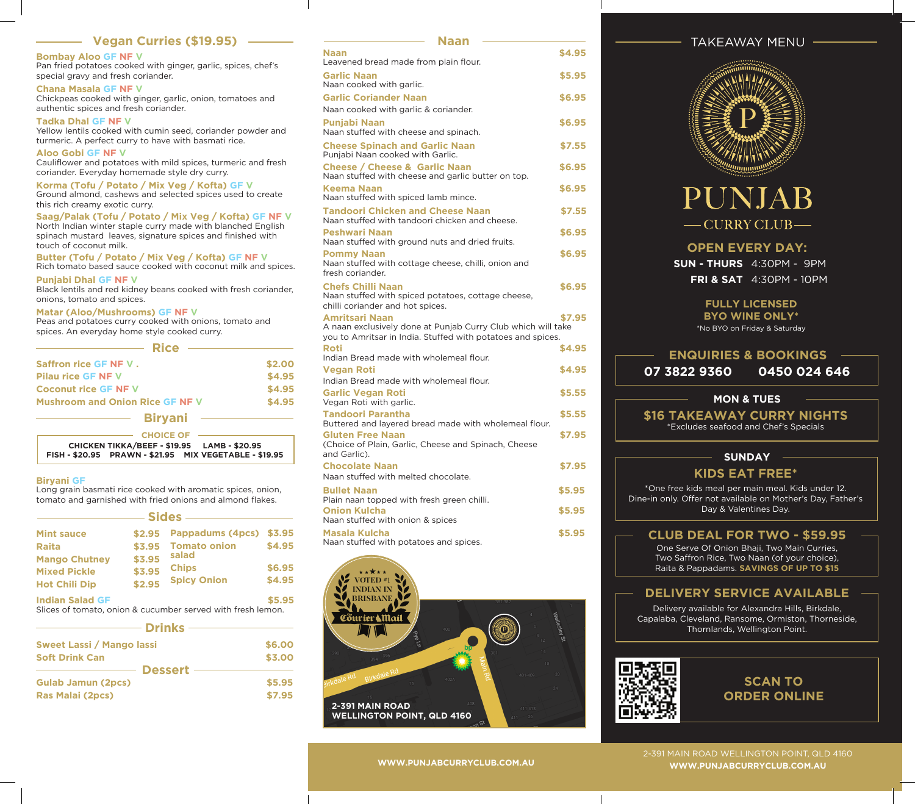## Vegan Curries ($19.95)

**Bombay Aloo** GF NF V
Pan fried potatoes cooked with ginger, garlic, spices, chef's special gravy and fresh coriander.

**Chana Masala** GF NF V
Chickpeas cooked with ginger, garlic, onion, tomatoes and authentic spices and fresh coriander.

**Tadka Dhal** GF NF V
Yellow lentils cooked with cumin seed, coriander powder and turmeric. A perfect curry to have with basmati rice.

**Aloo Gobi** GF NF V
Cauliflower and potatoes with mild spices, turmeric and fresh coriander. Everyday homemade style dry curry.

**Korma (Tofu / Potato / Mix Veg / Kofta)** GF V
Ground almond, cashews and selected spices used to create this rich creamy exotic curry.

**Saag/Palak (Tofu / Potato / Mix Veg / Kofta)** GF NF V
North Indian winter staple curry made with blanched English spinach mustard leaves, signature spices and finished with touch of coconut milk.

**Butter (Tofu / Potato / Mix Veg / Kofta)** GF NF V
Rich tomato based sauce cooked with coconut milk and spices.

**Punjabi Dhal** GF NF V
Black lentils and red kidney beans cooked with fresh coriander, onions, tomato and spices.

**Matar (Aloo/Mushrooms)** GF NF V
Peas and potatoes curry cooked with onions, tomato and spices. An everyday home style cooked curry.

## Rice

| Item | Price |
|---|---|
| Saffron rice GF NF V . | $2.00 |
| Pilau rice GF NF V | $4.95 |
| Coconut rice GF NF V | $4.95 |
| Mushroom and Onion Rice GF NF V | $4.95 |

## Biryani

CHOICE OF
CHICKEN TIKKA/BEEF - $19.95 LAMB - $20.95
FISH - $20.95 PRAWN - $21.95 MIX VEGETABLE - $19.95

**Biryani** GF
Long grain basmati rice cooked with aromatic spices, onion, tomato and garnished with fried onions and almond flakes.

## Sides

| Item | Price | Item | Price |
|---|---|---|---|
| Mint sauce | $2.95 | Pappadums (4pcs) | $3.95 |
| Raita | $3.95 | Tomato onion salad | $4.95 |
| Mango Chutney | $3.95 | Chips | $6.95 |
| Mixed Pickle | $3.95 | Spicy Onion | $4.95 |
| Hot Chili Dip | $2.95 | | |

**Indian Salad** GF — $5.95
Slices of tomato, onion & cucumber served with fresh lemon.

## Drinks

| Item | Price |
|---|---|
| Sweet Lassi / Mango lassi | $6.00 |
| Soft Drink Can | $3.00 |

## Dessert

| Item | Price |
|---|---|
| Gulab Jamun (2pcs) | $5.95 |
| Ras Malai (2pcs) | $7.95 |

## Naan

**Naan** — $4.95
Leavened bread made from plain flour.

**Garlic Naan** — $5.95
Naan cooked with garlic.

**Garlic Coriander Naan** — $6.95
Naan cooked with garlic & coriander.

**Punjabi Naan** — $6.95
Naan stuffed with cheese and spinach.

**Cheese Spinach and Garlic Naan** — $7.55
Punjabi Naan cooked with Garlic.

**Cheese / Cheese & Garlic Naan** — $6.95
Naan stuffed with cheese and garlic butter on top.

**Keema Naan** — $6.95
Naan stuffed with spiced lamb mince.

**Tandoori Chicken and Cheese Naan** — $7.55
Naan stuffed with tandoori chicken and cheese.

**Peshwari Naan** — $6.95
Naan stuffed with ground nuts and dried fruits.

**Pommy Naan** — $6.95
Naan stuffed with cottage cheese, chilli, onion and fresh coriander.

**Chefs Chilli Naan** — $6.95
Naan stuffed with spiced potatoes, cottage cheese, chilli coriander and hot spices.

**Amritsari Naan** — $7.95
A naan exclusively done at Punjab Curry Club which will take you to Amritsar in India. Stuffed with potatoes and spices.

**Roti** — $4.95
Indian Bread made with wholemeal flour.

**Vegan Roti** — $4.95
Indian Bread made with wholemeal flour.

**Garlic Vegan Roti** — $5.55
Vegan Roti with garlic.

**Tandoori Parantha** — $5.55
Buttered and layered bread made with wholemeal flour.

**Gluten Free Naan** — $7.95
(Choice of Plain, Garlic, Cheese and Spinach, Cheese and Garlic).

**Chocolate Naan** — $7.95
Naan stuffed with melted chocolate.

**Bullet Naan** — $5.95
Plain naan topped with fresh green chilli.

**Onion Kulcha** — $5.95
Naan stuffed with onion & spices

**Masala Kulcha** — $5.95
Naan stuffed with potatoes and spices.

VOTED #1 INDIAN IN BRISBANE — Courier Mail

2-391 MAIN ROAD
WELLINGTON POINT, QLD 4160

WWW.PUNJABCURRYCLUB.COM.AU

## TAKEAWAY MENU

# PUNJAB
### CURRY CLUB

**OPEN EVERY DAY:**
**SUN - THURS** 4:30PM - 9PM
**FRI & SAT** 4:30PM - 10PM

**FULLY LICENSED**
**BYO WINE ONLY***
*No BYO on Friday & Saturday

### ENQUIRIES & BOOKINGS
**07 3822 9360 0450 024 646**

**MON & TUES**
### $16 TAKEAWAY CURRY NIGHTS
*Excludes seafood and Chef's Specials

**SUNDAY**
### KIDS EAT FREE*
*One free kids meal per main meal. Kids under 12. Dine-in only. Offer not available on Mother's Day, Father's Day & Valentines Day.

### CLUB DEAL FOR TWO - $59.95
One Serve Of Onion Bhaji, Two Main Curries, Two Saffron Rice, Two Naan (of your choice), Raita & Pappadams. **SAVINGS OF UP TO $15**

### DELIVERY SERVICE AVAILABLE
Delivery available for Alexandra Hills, Birkdale, Capalaba, Cleveland, Ransome, Ormiston, Thorneside, Thornlands, Wellington Point.

**SCAN TO ORDER ONLINE**

2-391 MAIN ROAD WELLINGTON POINT, QLD 4160
WWW.PUNJABCURRYCLUB.COM.AU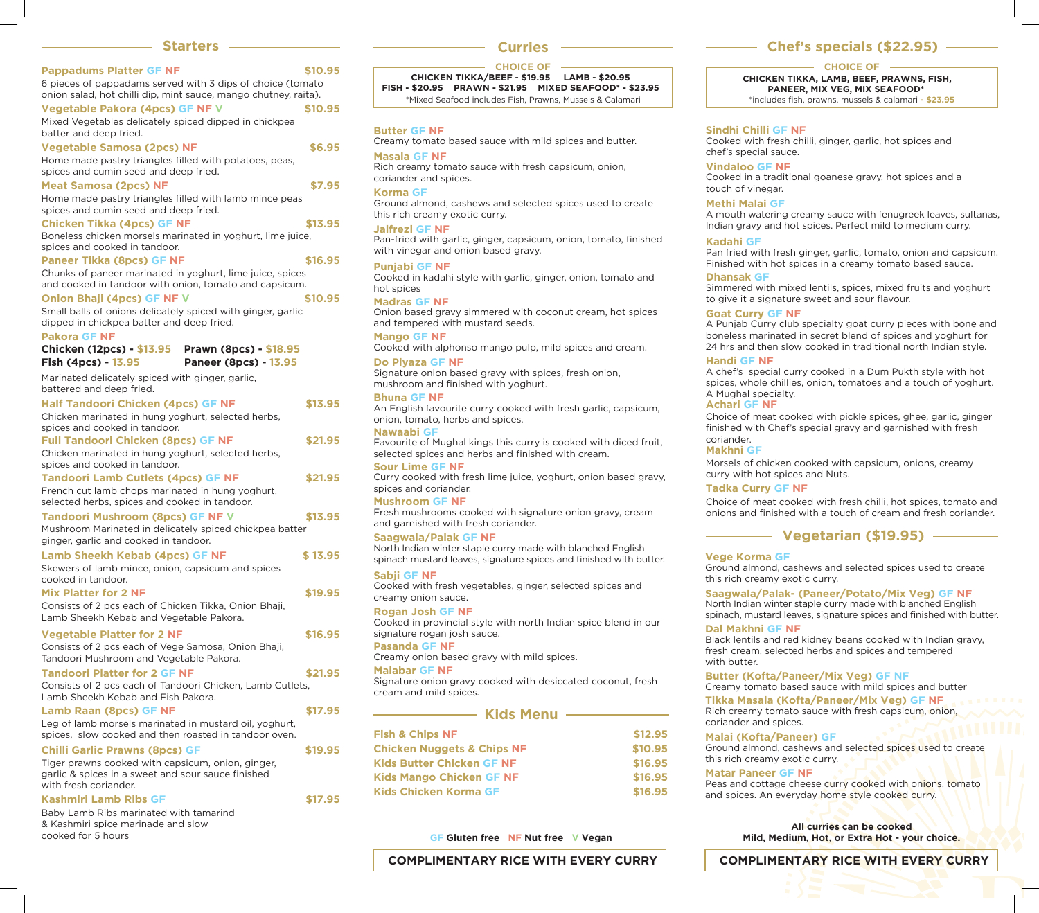## Starters

**Pappadums Platter** GF NF — $10.95
6 pieces of pappadams served with 3 dips of choice (tomato onion salad, hot chilli dip, mint sauce, mango chutney, raita).

**Vegetable Pakora (4pcs)** GF NF V — $10.95
Mixed Vegetables delicately spiced dipped in chickpea batter and deep fried.

**Vegetable Samosa (2pcs)** NF — $6.95
Home made pastry triangles filled with potatoes, peas, spices and cumin seed and deep fried.

**Meat Samosa (2pcs)** NF — $7.95
Home made pastry triangles filled with lamb mince peas spices and cumin seed and deep fried.

**Chicken Tikka (4pcs)** GF NF — $13.95
Boneless chicken morsels marinated in yoghurt, lime juice, spices and cooked in tandoor.

**Paneer Tikka (8pcs)** GF NF — $16.95
Chunks of paneer marinated in yoghurt, lime juice, spices and cooked in tandoor with onion, tomato and capsicum.

**Onion Bhaji (4pcs)** GF NF V — $10.95
Small balls of onions delicately spiced with ginger, garlic dipped in chickpea batter and deep fried.

**Pakora** GF NF
Chicken (12pcs) - $13.95 Prawn (8pcs) - $18.95
Fish (4pcs) - 13.95 Paneer (8pcs) - 13.95
Marinated delicately spiced with ginger, garlic, battered and deep fried.

**Half Tandoori Chicken (4pcs)** GF NF — $13.95
Chicken marinated in hung yoghurt, selected herbs, spices and cooked in tandoor.

**Full Tandoori Chicken (8pcs)** GF NF — $21.95
Chicken marinated in hung yoghurt, selected herbs, spices and cooked in tandoor.

**Tandoori Lamb Cutlets (4pcs)** GF NF — $21.95
French cut lamb chops marinated in hung yoghurt, selected herbs, spices and cooked in tandoor.

**Tandoori Mushroom (8pcs)** GF NF V — $13.95
Mushroom Marinated in delicately spiced chickpea batter ginger, garlic and cooked in tandoor.

**Lamb Sheekh Kebab (4pcs)** GF NF — $ 13.95
Skewers of lamb mince, onion, capsicum and spices cooked in tandoor.

**Mix Platter for 2** NF — $19.95
Consists of 2 pcs each of Chicken Tikka, Onion Bhaji, Lamb Sheekh Kebab and Vegetable Pakora.

**Vegetable Platter for 2** NF — $16.95
Consists of 2 pcs each of Vege Samosa, Onion Bhaji, Tandoori Mushroom and Vegetable Pakora.

**Tandoori Platter for 2** GF NF — $21.95
Consists of 2 pcs each of Tandoori Chicken, Lamb Cutlets, Lamb Sheekh Kebab and Fish Pakora.

**Lamb Raan (8pcs)** GF NF — $17.95
Leg of lamb morsels marinated in mustard oil, yoghurt, spices, slow cooked and then roasted in tandoor oven.

**Chilli Garlic Prawns (8pcs)** GF — $19.95
Tiger prawns cooked with capsicum, onion, ginger, garlic & spices in a sweet and sour sauce finished with fresh coriander.

**Kashmiri Lamb Ribs** GF — $17.95
Baby Lamb Ribs marinated with tamarind & Kashmiri spice marinade and slow cooked for 5 hours

## Curries

CHOICE OF
CHICKEN TIKKA/BEEF - $19.95 LAMB - $20.95
FISH - $20.95 PRAWN - $21.95 MIXED SEAFOOD* - $23.95
*Mixed Seafood includes Fish, Prawns, Mussels & Calamari

**Butter** GF NF
Creamy tomato based sauce with mild spices and butter.

**Masala** GF NF
Rich creamy tomato sauce with fresh capsicum, onion, coriander and spices.

**Korma** GF
Ground almond, cashews and selected spices used to create this rich creamy exotic curry.

**Jalfrezi** GF NF
Pan-fried with garlic, ginger, capsicum, onion, tomato, finished with vinegar and onion based gravy.

**Punjabi** GF NF
Cooked in kadahi style with garlic, ginger, onion, tomato and hot spices

**Madras** GF NF
Onion based gravy simmered with coconut cream, hot spices and tempered with mustard seeds.

**Mango** GF NF
Cooked with alphonso mango pulp, mild spices and cream.

**Do Piyaza** GF NF
Signature onion based gravy with spices, fresh onion, mushroom and finished with yoghurt.

**Bhuna** GF NF
An English favourite curry cooked with fresh garlic, capsicum, onion, tomato, herbs and spices.

**Nawaabi** GF
Favourite of Mughal kings this curry is cooked with diced fruit, selected spices and herbs and finished with cream.

**Sour Lime** GF NF
Curry cooked with fresh lime juice, yoghurt, onion based gravy, spices and coriander.

**Mushroom** GF NF
Fresh mushrooms cooked with signature onion gravy, cream and garnished with fresh coriander.

**Saagwala/Palak** GF NF
North Indian winter staple curry made with blanched English spinach mustard leaves, signature spices and finished with butter.

**Sabji** GF NF
Cooked with fresh vegetables, ginger, selected spices and creamy onion sauce.

**Rogan Josh** GF NF
Cooked in provincial style with north Indian spice blend in our signature rogan josh sauce.

**Pasanda** GF NF
Creamy onion based gravy with mild spices.

**Malabar** GF NF
Signature onion gravy cooked with desiccated coconut, fresh cream and mild spices.

## Kids Menu

| | |
|---|---|
| Fish & Chips NF | $12.95 |
| Chicken Nuggets & Chips NF | $10.95 |
| Kids Butter Chicken GF NF | $16.95 |
| Kids Mango Chicken GF NF | $16.95 |
| Kids Chicken Korma GF | $16.95 |

GF Gluten free NF Nut free V Vegan

**COMPLIMENTARY RICE WITH EVERY CURRY**

## Chef's specials ($22.95)

CHOICE OF
CHICKEN TIKKA, LAMB, BEEF, PRAWNS, FISH, PANEER, MIX VEG, MIX SEAFOOD*
*includes fish, prawns, mussels & calamari - $23.95

**Sindhi Chilli** GF NF
Cooked with fresh chilli, ginger, garlic, hot spices and chef's special sauce.

**Vindaloo** GF NF
Cooked in a traditional goanese gravy, hot spices and a touch of vinegar.

**Methi Malai** GF
A mouth watering creamy sauce with fenugreek leaves, sultanas, Indian gravy and hot spices. Perfect mild to medium curry.

**Kadahi** GF
Pan fried with fresh ginger, garlic, tomato, onion and capsicum. Finished with hot spices in a creamy tomato based sauce.

**Dhansak** GF
Simmered with mixed lentils, spices, mixed fruits and yoghurt to give it a signature sweet and sour flavour.

**Goat Curry** GF NF
A Punjab Curry club specialty goat curry pieces with bone and boneless marinated in secret blend of spices and yoghurt for 24 hrs and then slow cooked in traditional north Indian style.

**Handi** GF NF
A chef's special curry cooked in a Dum Pukth style with hot spices, whole chillies, onion, tomatoes and a touch of yoghurt. A Mughal specialty.

**Achari** GF NF
Choice of meat cooked with pickle spices, ghee, garlic, ginger finished with Chef's special gravy and garnished with fresh coriander.

**Makhni** GF
Morsels of chicken cooked with capsicum, onions, creamy curry with hot spices and Nuts.

**Tadka Curry** GF NF
Choice of meat cooked with fresh chilli, hot spices, tomato and onions and finished with a touch of cream and fresh coriander.

## Vegetarian ($19.95)

**Vege Korma** GF
Ground almond, cashews and selected spices used to create this rich creamy exotic curry.

**Saagwala/Palak- (Paneer/Potato/Mix Veg)** GF NF
North Indian winter staple curry made with blanched English spinach, mustard leaves, signature spices and finished with butter.

**Dal Makhni** GF NF
Black lentils and red kidney beans cooked with Indian gravy, fresh cream, selected herbs and spices and tempered with butter.

**Butter (Kofta/Paneer/Mix Veg)** GF NF
Creamy tomato based sauce with mild spices and butter

**Tikka Masala (Kofta/Paneer/Mix Veg)** GF NF
Rich creamy tomato sauce with fresh capsicum, onion, coriander and spices.

**Malai (Kofta/Paneer)** GF
Ground almond, cashews and selected spices used to create this rich creamy exotic curry.

**Matar Paneer** GF NF
Peas and cottage cheese curry cooked with onions, tomato and spices. An everyday home style cooked curry.

**All curries can be cooked Mild, Medium, Hot, or Extra Hot - your choice.**

**COMPLIMENTARY RICE WITH EVERY CURRY**